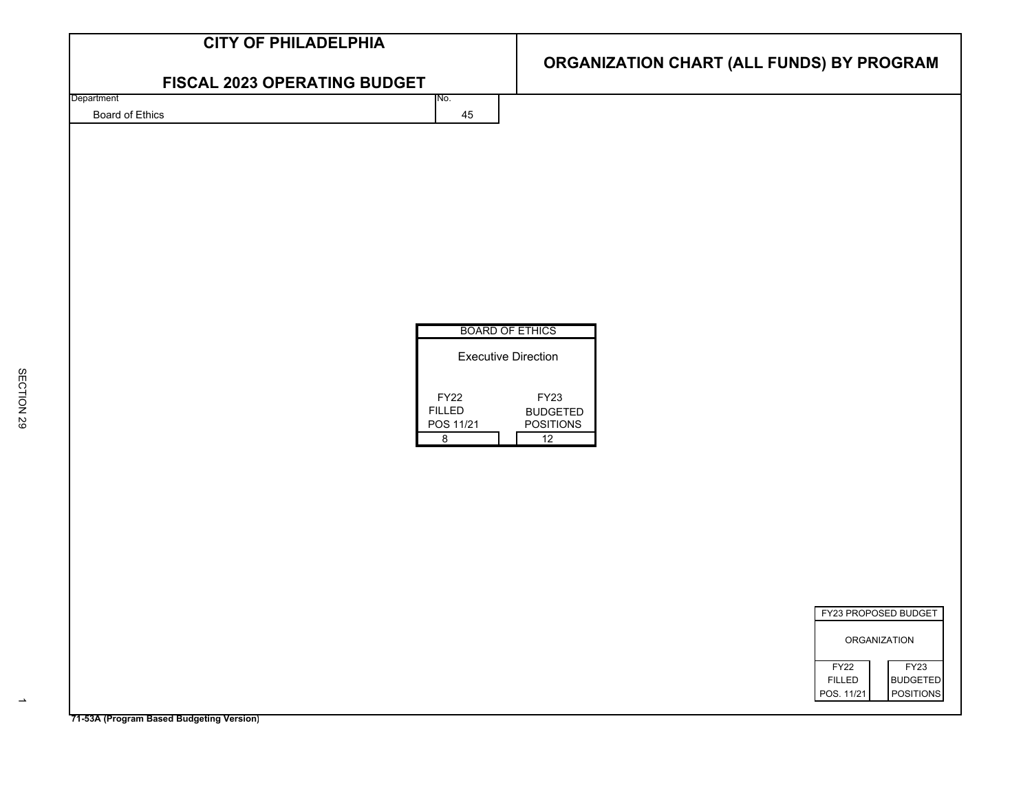# CITY OF PHILADELPHIA

## FISCAL 2023 OPERATING BUDGET

## ORGANIZATION CHART (ALL FUNDS) BY PROGRAM

| Department | No. |
|---|---|
| Board of Ethics | 45 |

| BOARD OF ETHICS | |
|---|---|
| Executive Direction | |
| FY22 FILLED POS 11/21 | FY23 BUDGETED POSITIONS |
| 8 | 12 |

| FY23 PROPOSED BUDGET | |
|---|---|
| ORGANIZATION | |
| FY22 FILLED POS. 11/21 | FY23 BUDGETED POSITIONS |

71-53A (Program Based Budgeting Version)

SECTION 29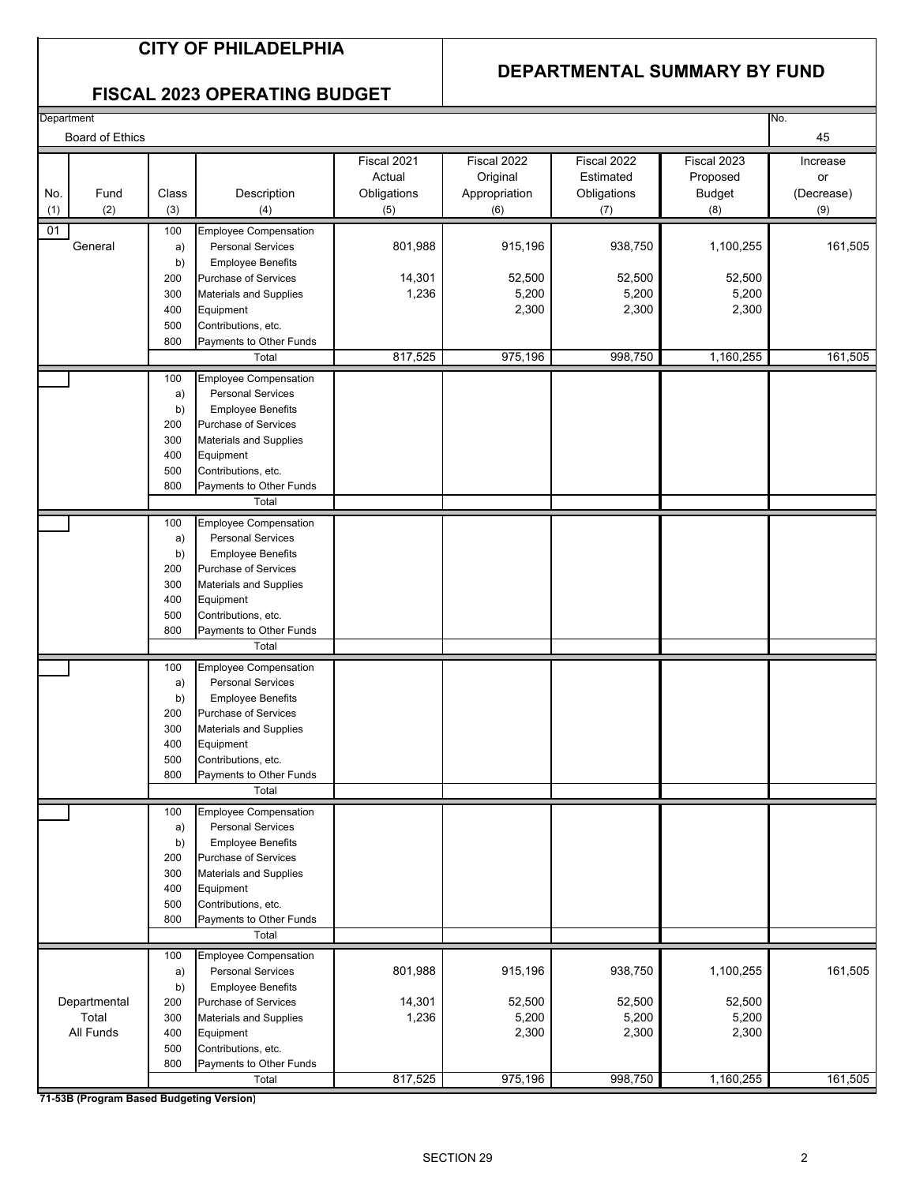# CITY OF PHILADELPHIA

## FISCAL 2023 OPERATING BUDGET

## DEPARTMENTAL SUMMARY BY FUND

| Department | No. |
|---|---|
| Board of Ethics | 45 |

| No. (1) | Fund (2) | Class (3) | Description (4) | Fiscal 2021 Actual Obligations (5) | Fiscal 2022 Original Appropriation (6) | Fiscal 2022 Estimated Obligations (7) | Fiscal 2023 Proposed Budget (8) | Increase or (Decrease) (9) |
|---|---|---|---|---|---|---|---|---|
| 01 | General | 100 | Employee Compensation | | | | | |
| | | a) | Personal Services | 801,988 | 915,196 | 938,750 | 1,100,255 | 161,505 |
| | | b) | Employee Benefits | | | | | |
| | | 200 | Purchase of Services | 14,301 | 52,500 | 52,500 | 52,500 | |
| | | 300 | Materials and Supplies | 1,236 | 5,200 | 5,200 | 5,200 | |
| | | 400 | Equipment | | 2,300 | 2,300 | 2,300 | |
| | | 500 | Contributions, etc. | | | | | |
| | | 800 | Payments to Other Funds | | | | | |
| | | | Total | 817,525 | 975,196 | 998,750 | 1,160,255 | 161,505 |
| | | 100 | Employee Compensation | | | | | |
| | | a) | Personal Services | | | | | |
| | | b) | Employee Benefits | | | | | |
| | | 200 | Purchase of Services | | | | | |
| | | 300 | Materials and Supplies | | | | | |
| | | 400 | Equipment | | | | | |
| | | 500 | Contributions, etc. | | | | | |
| | | 800 | Payments to Other Funds | | | | | |
| | | | Total | | | | | |
| | | 100 | Employee Compensation | | | | | |
| | | a) | Personal Services | | | | | |
| | | b) | Employee Benefits | | | | | |
| | | 200 | Purchase of Services | | | | | |
| | | 300 | Materials and Supplies | | | | | |
| | | 400 | Equipment | | | | | |
| | | 500 | Contributions, etc. | | | | | |
| | | 800 | Payments to Other Funds | | | | | |
| | | | Total | | | | | |
| | | 100 | Employee Compensation | | | | | |
| | | a) | Personal Services | | | | | |
| | | b) | Employee Benefits | | | | | |
| | | 200 | Purchase of Services | | | | | |
| | | 300 | Materials and Supplies | | | | | |
| | | 400 | Equipment | | | | | |
| | | 500 | Contributions, etc. | | | | | |
| | | 800 | Payments to Other Funds | | | | | |
| | | | Total | | | | | |
| | | 100 | Employee Compensation | | | | | |
| | | a) | Personal Services | | | | | |
| | | b) | Employee Benefits | | | | | |
| | | 200 | Purchase of Services | | | | | |
| | | 300 | Materials and Supplies | | | | | |
| | | 400 | Equipment | | | | | |
| | | 500 | Contributions, etc. | | | | | |
| | | 800 | Payments to Other Funds | | | | | |
| | | | Total | | | | | |
| | Departmental Total All Funds | 100 | Employee Compensation | | | | | |
| | | a) | Personal Services | 801,988 | 915,196 | 938,750 | 1,100,255 | 161,505 |
| | | b) | Employee Benefits | | | | | |
| | | 200 | Purchase of Services | 14,301 | 52,500 | 52,500 | 52,500 | |
| | | 300 | Materials and Supplies | 1,236 | 5,200 | 5,200 | 5,200 | |
| | | 400 | Equipment | | 2,300 | 2,300 | 2,300 | |
| | | 500 | Contributions, etc. | | | | | |
| | | 800 | Payments to Other Funds | | | | | |
| | | | Total | 817,525 | 975,196 | 998,750 | 1,160,255 | 161,505 |

**71-53B (Program Based Budgeting Version)**

SECTION 29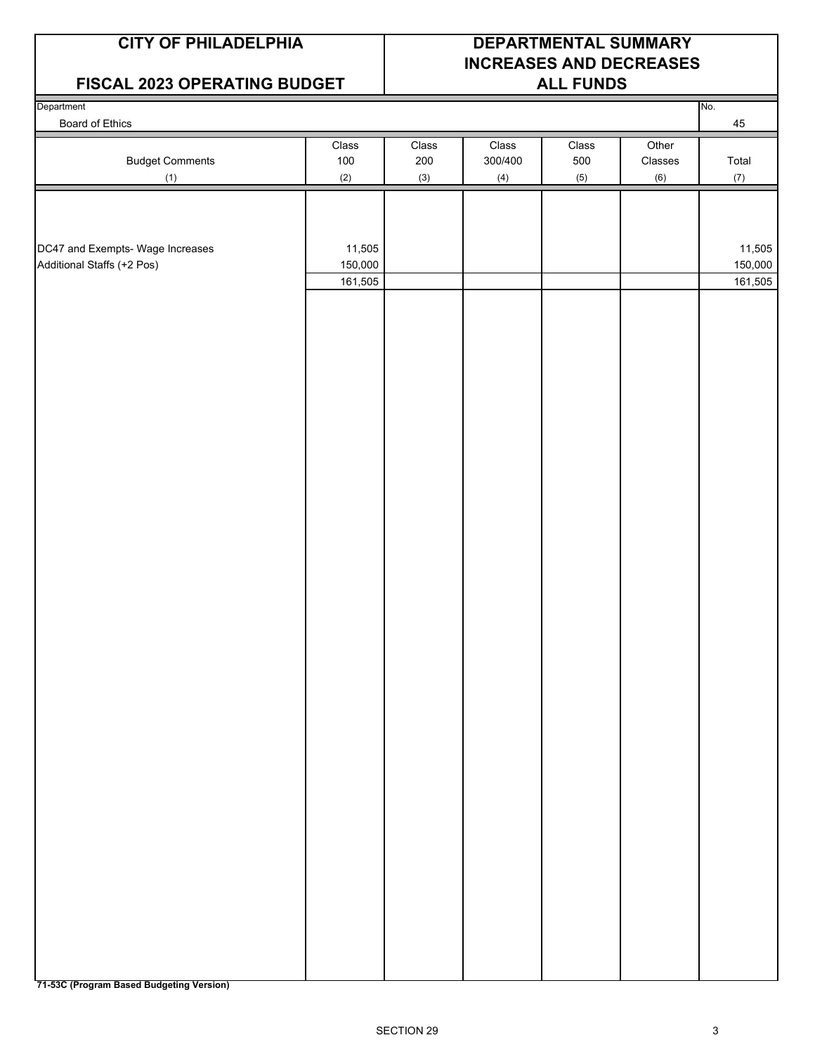**CITY OF PHILADELPHIA**

**FISCAL 2023 OPERATING BUDGET**

**DEPARTMENTAL SUMMARY INCREASES AND DECREASES ALL FUNDS**

| Department | No. |
|---|---|
| Board of Ethics | 45 |

| Budget Comments (1) | Class 100 (2) | Class 200 (3) | Class 300/400 (4) | Class 500 (5) | Other Classes (6) | Total (7) |
|---|---|---|---|---|---|---|
| DC47 and Exempts- Wage Increases | 11,505 | | | | | 11,505 |
| Additional Staffs (+2 Pos) | 150,000 | | | | | 150,000 |
| | 161,505 | | | | | 161,505 |

**71-53C (Program Based Budgeting Version)**

SECTION 29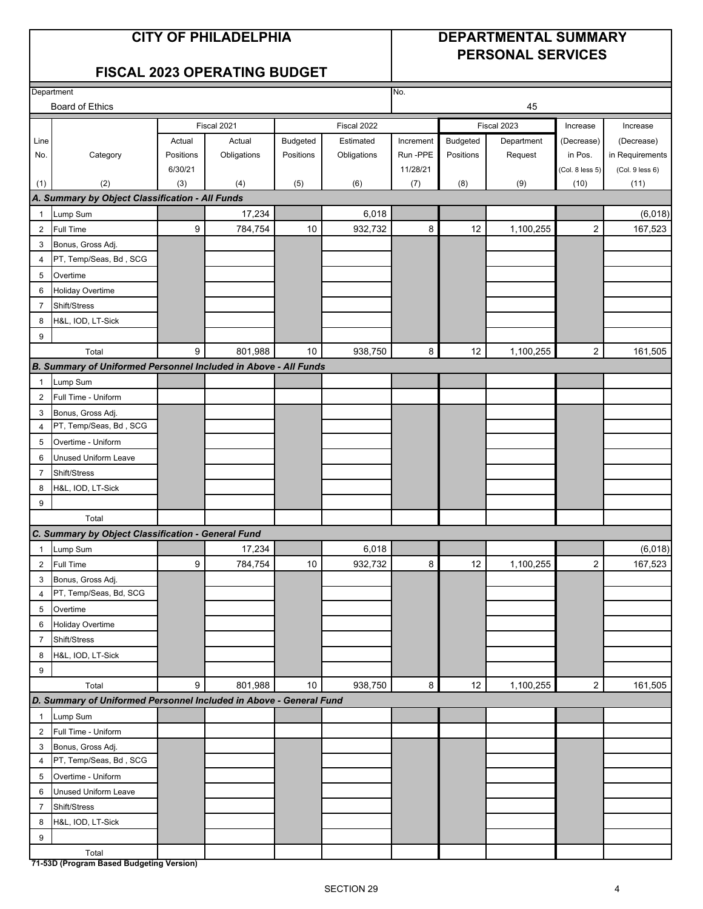# CITY OF PHILADELPHIA

## FISCAL 2023 OPERATING BUDGET

# DEPARTMENTAL SUMMARY PERSONAL SERVICES

Department: Board of Ethics

No.: 45

| Line No. | Category | Fiscal 2021 Actual Positions 6/30/21 | Fiscal 2021 Actual Obligations | Fiscal 2022 Budgeted Positions | Fiscal 2022 Estimated Obligations | Fiscal 2022 Increment Run -PPE 11/28/21 | Fiscal 2023 Budgeted Positions | Fiscal 2023 Department Request | Increase (Decrease) in Pos. (Col. 8 less 5) | Increase (Decrease) in Requirements (Col. 9 less 6) |
|---|---|---|---|---|---|---|---|---|---|---|
| (1) | (2) | (3) | (4) | (5) | (6) | (7) | (8) | (9) | (10) | (11) |
| **A. Summary by Object Classification - All Funds** | | | | | | | | | | |
| 1 | Lump Sum | | 17,234 | | 6,018 | | | | | (6,018) |
| 2 | Full Time | 9 | 784,754 | 10 | 932,732 | 8 | 12 | 1,100,255 | 2 | 167,523 |
| 3 | Bonus, Gross Adj. | | | | | | | | | |
| 4 | PT, Temp/Seas, Bd , SCG | | | | | | | | | |
| 5 | Overtime | | | | | | | | | |
| 6 | Holiday Overtime | | | | | | | | | |
| 7 | Shift/Stress | | | | | | | | | |
| 8 | H&L, IOD, LT-Sick | | | | | | | | | |
| 9 | | | | | | | | | | |
| | Total | 9 | 801,988 | 10 | 938,750 | 8 | 12 | 1,100,255 | 2 | 161,505 |
| **B. Summary of Uniformed Personnel Included in Above - All Funds** | | | | | | | | | | |
| 1 | Lump Sum | | | | | | | | | |
| 2 | Full Time - Uniform | | | | | | | | | |
| 3 | Bonus, Gross Adj. | | | | | | | | | |
| 4 | PT, Temp/Seas, Bd , SCG | | | | | | | | | |
| 5 | Overtime - Uniform | | | | | | | | | |
| 6 | Unused Uniform Leave | | | | | | | | | |
| 7 | Shift/Stress | | | | | | | | | |
| 8 | H&L, IOD, LT-Sick | | | | | | | | | |
| 9 | | | | | | | | | | |
| | Total | | | | | | | | | |
| **C. Summary by Object Classification - General Fund** | | | | | | | | | | |
| 1 | Lump Sum | | 17,234 | | 6,018 | | | | | (6,018) |
| 2 | Full Time | 9 | 784,754 | 10 | 932,732 | 8 | 12 | 1,100,255 | 2 | 167,523 |
| 3 | Bonus, Gross Adj. | | | | | | | | | |
| 4 | PT, Temp/Seas, Bd, SCG | | | | | | | | | |
| 5 | Overtime | | | | | | | | | |
| 6 | Holiday Overtime | | | | | | | | | |
| 7 | Shift/Stress | | | | | | | | | |
| 8 | H&L, IOD, LT-Sick | | | | | | | | | |
| 9 | | | | | | | | | | |
| | Total | 9 | 801,988 | 10 | 938,750 | 8 | 12 | 1,100,255 | 2 | 161,505 |
| **D. Summary of Uniformed Personnel Included in Above - General Fund** | | | | | | | | | | |
| 1 | Lump Sum | | | | | | | | | |
| 2 | Full Time - Uniform | | | | | | | | | |
| 3 | Bonus, Gross Adj. | | | | | | | | | |
| 4 | PT, Temp/Seas, Bd , SCG | | | | | | | | | |
| 5 | Overtime - Uniform | | | | | | | | | |
| 6 | Unused Uniform Leave | | | | | | | | | |
| 7 | Shift/Stress | | | | | | | | | |
| 8 | H&L, IOD, LT-Sick | | | | | | | | | |
| 9 | | | | | | | | | | |
| | Total | | | | | | | | | |

**71-53D (Program Based Budgeting Version)**

SECTION 29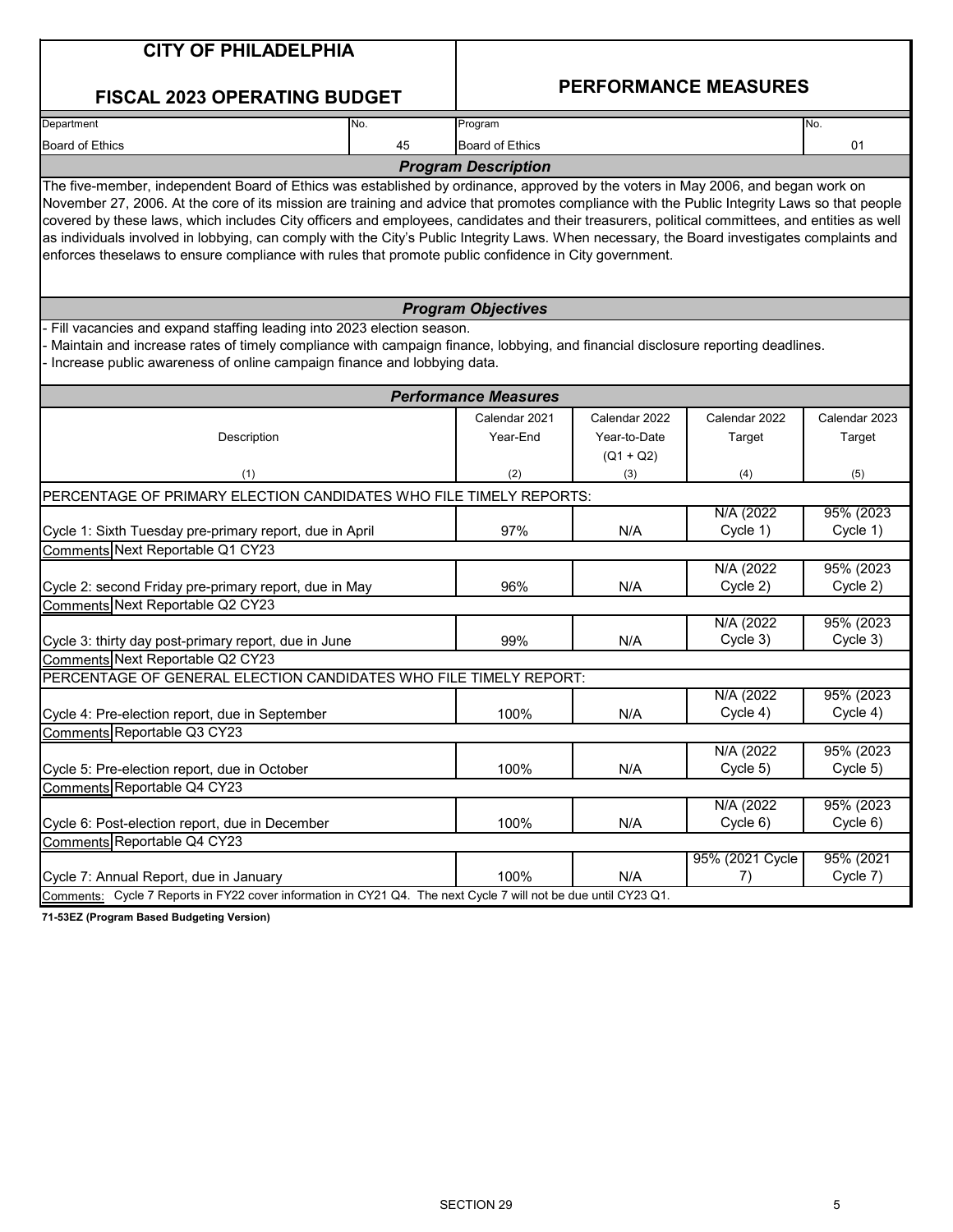# CITY OF PHILADELPHIA

## FISCAL 2023 OPERATING BUDGET

## PERFORMANCE MEASURES

| Department | No. | Program | No. |
|---|---|---|---|
| Board of Ethics | 45 | Board of Ethics | 01 |

### Program Description

The five-member, independent Board of Ethics was established by ordinance, approved by the voters in May 2006, and began work on November 27, 2006. At the core of its mission are training and advice that promotes compliance with the Public Integrity Laws so that people covered by these laws, which includes City officers and employees, candidates and their treasurers, political committees, and entities as well as individuals involved in lobbying, can comply with the City's Public Integrity Laws. When necessary, the Board investigates complaints and enforces theselaws to ensure compliance with rules that promote public confidence in City government.

### Program Objectives

- Fill vacancies and expand staffing leading into 2023 election season.
- Maintain and increase rates of timely compliance with campaign finance, lobbying, and financial disclosure reporting deadlines.
- Increase public awareness of online campaign finance and lobbying data.

### Performance Measures

| Description | Calendar 2021 Year-End | Calendar 2022 Year-to-Date (Q1 + Q2) | Calendar 2022 Target | Calendar 2023 Target |
|---|---|---|---|---|
| (1) | (2) | (3) | (4) | (5) |
| PERCENTAGE OF PRIMARY ELECTION CANDIDATES WHO FILE TIMELY REPORTS: | | | | |
| Cycle 1: Sixth Tuesday pre-primary report, due in April | 97% | N/A | N/A (2022 Cycle 1) | 95% (2023 Cycle 1) |
| Comments Next Reportable Q1 CY23 | | | | |
| Cycle 2: second Friday pre-primary report, due in May | 96% | N/A | N/A (2022 Cycle 2) | 95% (2023 Cycle 2) |
| Comments Next Reportable Q2 CY23 | | | | |
| Cycle 3: thirty day post-primary report, due in June | 99% | N/A | N/A (2022 Cycle 3) | 95% (2023 Cycle 3) |
| Comments Next Reportable Q2 CY23 | | | | |
| PERCENTAGE OF GENERAL ELECTION CANDIDATES WHO FILE TIMELY REPORT: | | | | |
| Cycle 4: Pre-election report, due in September | 100% | N/A | N/A (2022 Cycle 4) | 95% (2023 Cycle 4) |
| Comments Reportable Q3 CY23 | | | | |
| Cycle 5: Pre-election report, due in October | 100% | N/A | N/A (2022 Cycle 5) | 95% (2023 Cycle 5) |
| Comments Reportable Q4 CY23 | | | | |
| Cycle 6: Post-election report, due in December | 100% | N/A | N/A (2022 Cycle 6) | 95% (2023 Cycle 6) |
| Comments Reportable Q4 CY23 | | | | |
| Cycle 7: Annual Report, due in January | 100% | N/A | 95% (2021 Cycle 7) | 95% (2021 Cycle 7) |
| Comments: Cycle 7 Reports in FY22 cover information in CY21 Q4. The next Cycle 7 will not be due until CY23 Q1. | | | | |

71-53EZ (Program Based Budgeting Version)

SECTION 29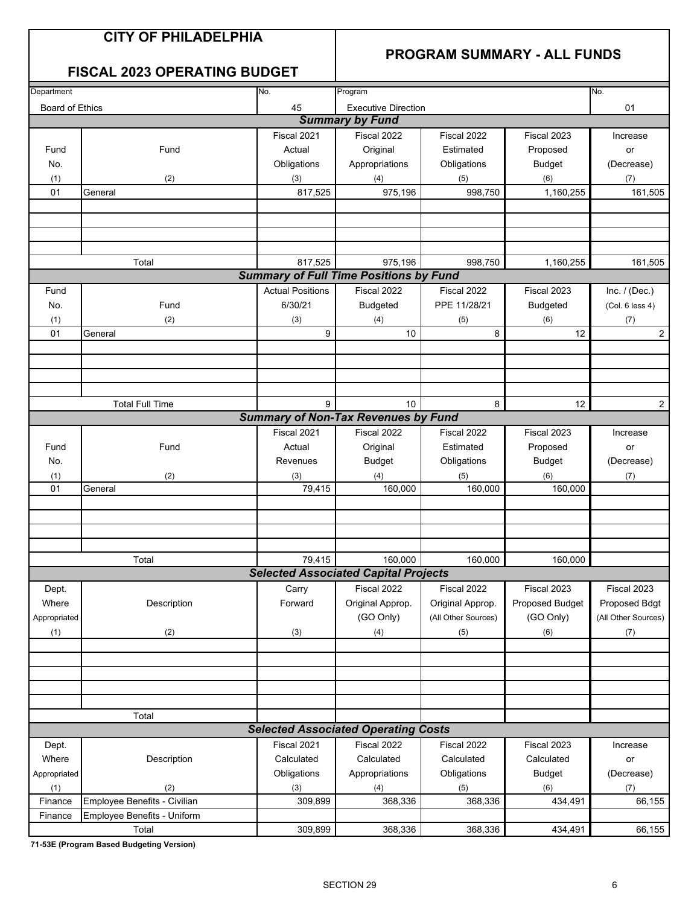# CITY OF PHILADELPHIA

## FISCAL 2023 OPERATING BUDGET

## PROGRAM SUMMARY - ALL FUNDS

| Department | No. | Program | No. |
|---|---|---|---|
| Board of Ethics | 45 | Executive Direction | 01 |

### Summary by Fund

| Fund No. (1) | Fund (2) | Fiscal 2021 Actual Obligations (3) | Fiscal 2022 Original Appropriations (4) | Fiscal 2022 Estimated Obligations (5) | Fiscal 2023 Proposed Budget (6) | Increase or (Decrease) (7) |
|---|---|---|---|---|---|---|
| 01 | General | 817,525 | 975,196 | 998,750 | 1,160,255 | 161,505 |
| | Total | 817,525 | 975,196 | 998,750 | 1,160,255 | 161,505 |

### Summary of Full Time Positions by Fund

| Fund No. (1) | Fund (2) | Actual Positions 6/30/21 (3) | Fiscal 2022 Budgeted (4) | Fiscal 2022 PPE 11/28/21 (5) | Fiscal 2023 Budgeted (6) | Inc. / (Dec.) (Col. 6 less 4) (7) |
|---|---|---|---|---|---|---|
| 01 | General | 9 | 10 | 8 | 12 | 2 |
| | Total Full Time | 9 | 10 | 8 | 12 | 2 |

### Summary of Non-Tax Revenues by Fund

| Fund No. (1) | Fund (2) | Fiscal 2021 Actual Revenues (3) | Fiscal 2022 Original Budget (4) | Fiscal 2022 Estimated Obligations (5) | Fiscal 2023 Proposed Budget (6) | Increase or (Decrease) (7) |
|---|---|---|---|---|---|---|
| 01 | General | 79,415 | 160,000 | 160,000 | 160,000 | |
| | Total | 79,415 | 160,000 | 160,000 | 160,000 | |

### Selected Associated Capital Projects

| Dept. Where Appropriated (1) | Description (2) | Carry Forward (3) | Fiscal 2022 Original Approp. (GO Only) (4) | Fiscal 2022 Original Approp. (All Other Sources) (5) | Fiscal 2023 Proposed Budget (GO Only) (6) | Fiscal 2023 Proposed Bdgt (All Other Sources) (7) |
|---|---|---|---|---|---|---|
| | Total | | | | | |

### Selected Associated Operating Costs

| Dept. Where Appropriated (1) | Description (2) | Fiscal 2021 Calculated Obligations (3) | Fiscal 2022 Calculated Appropriations (4) | Fiscal 2022 Calculated Obligations (5) | Fiscal 2023 Calculated Budget (6) | Increase or (Decrease) (7) |
|---|---|---|---|---|---|---|
| Finance | Employee Benefits - Civilian | 309,899 | 368,336 | 368,336 | 434,491 | 66,155 |
| Finance | Employee Benefits - Uniform | | | | | |
| | Total | 309,899 | 368,336 | 368,336 | 434,491 | 66,155 |

**71-53E (Program Based Budgeting Version)**

SECTION 29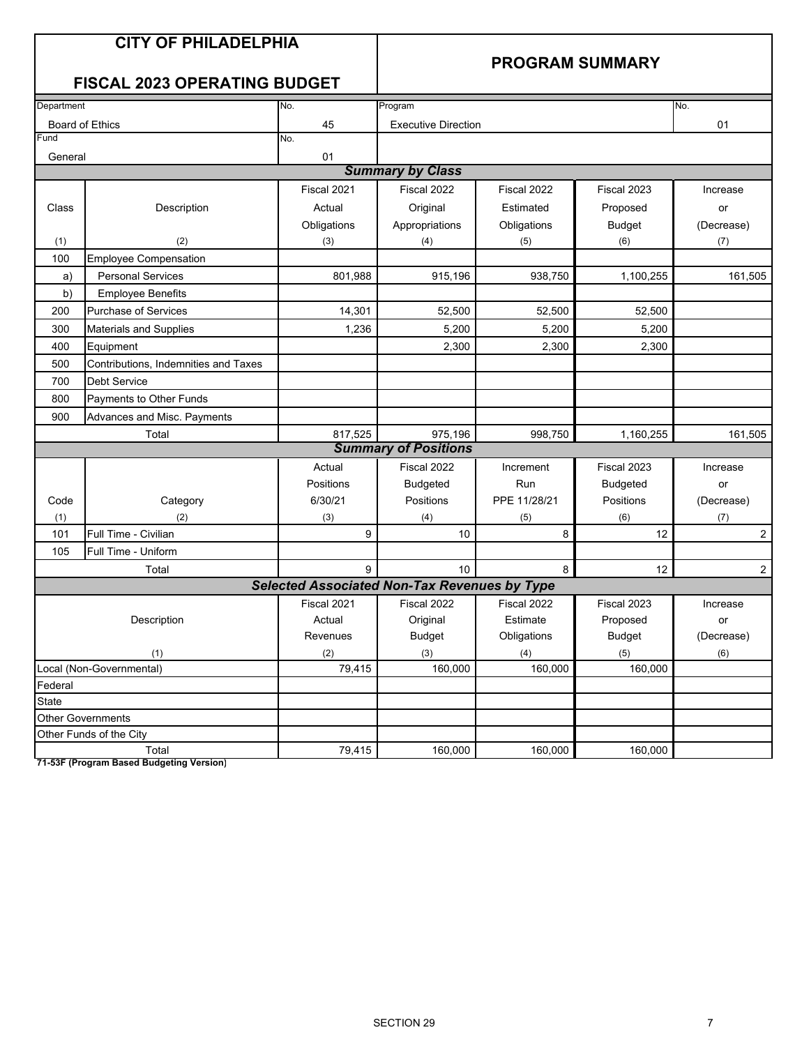# CITY OF PHILADELPHIA

## FISCAL 2023 OPERATING BUDGET

## PROGRAM SUMMARY

| Department | No. | Program | No. |
|---|---|---|---|
| Board of Ethics | 45 | Executive Direction | 01 |
| Fund | No. | | |
| General | 01 | | |

### Summary by Class

| Class (1) | Description (2) | Fiscal 2021 Actual Obligations (3) | Fiscal 2022 Original Appropriations (4) | Fiscal 2022 Estimated Obligations (5) | Fiscal 2023 Proposed Budget (6) | Increase or (Decrease) (7) |
|---|---|---|---|---|---|---|
| 100 | Employee Compensation | | | | | |
| a) | Personal Services | 801,988 | 915,196 | 938,750 | 1,100,255 | 161,505 |
| b) | Employee Benefits | | | | | |
| 200 | Purchase of Services | 14,301 | 52,500 | 52,500 | 52,500 | |
| 300 | Materials and Supplies | 1,236 | 5,200 | 5,200 | 5,200 | |
| 400 | Equipment | | 2,300 | 2,300 | 2,300 | |
| 500 | Contributions, Indemnities and Taxes | | | | | |
| 700 | Debt Service | | | | | |
| 800 | Payments to Other Funds | | | | | |
| 900 | Advances and Misc. Payments | | | | | |
| | Total | 817,525 | 975,196 | 998,750 | 1,160,255 | 161,505 |

### Summary of Positions

| Code (1) | Category (2) | Actual Positions 6/30/21 (3) | Fiscal 2022 Budgeted Positions (4) | Increment Run PPE 11/28/21 (5) | Fiscal 2023 Budgeted Positions (6) | Increase or (Decrease) (7) |
|---|---|---|---|---|---|---|
| 101 | Full Time - Civilian | 9 | 10 | 8 | 12 | 2 |
| 105 | Full Time - Uniform | | | | | |
| | Total | 9 | 10 | 8 | 12 | 2 |

### Selected Associated Non-Tax Revenues by Type

| Description (1) | Fiscal 2021 Actual Revenues (2) | Fiscal 2022 Original Budget (3) | Fiscal 2022 Estimate Obligations (4) | Fiscal 2023 Proposed Budget (5) | Increase or (Decrease) (6) |
|---|---|---|---|---|---|
| Local (Non-Governmental) | 79,415 | 160,000 | 160,000 | 160,000 | |
| Federal | | | | | |
| State | | | | | |
| Other Governments | | | | | |
| Other Funds of the City | | | | | |
| Total | 79,415 | 160,000 | 160,000 | 160,000 | |

**71-53F (Program Based Budgeting Version)**

SECTION 29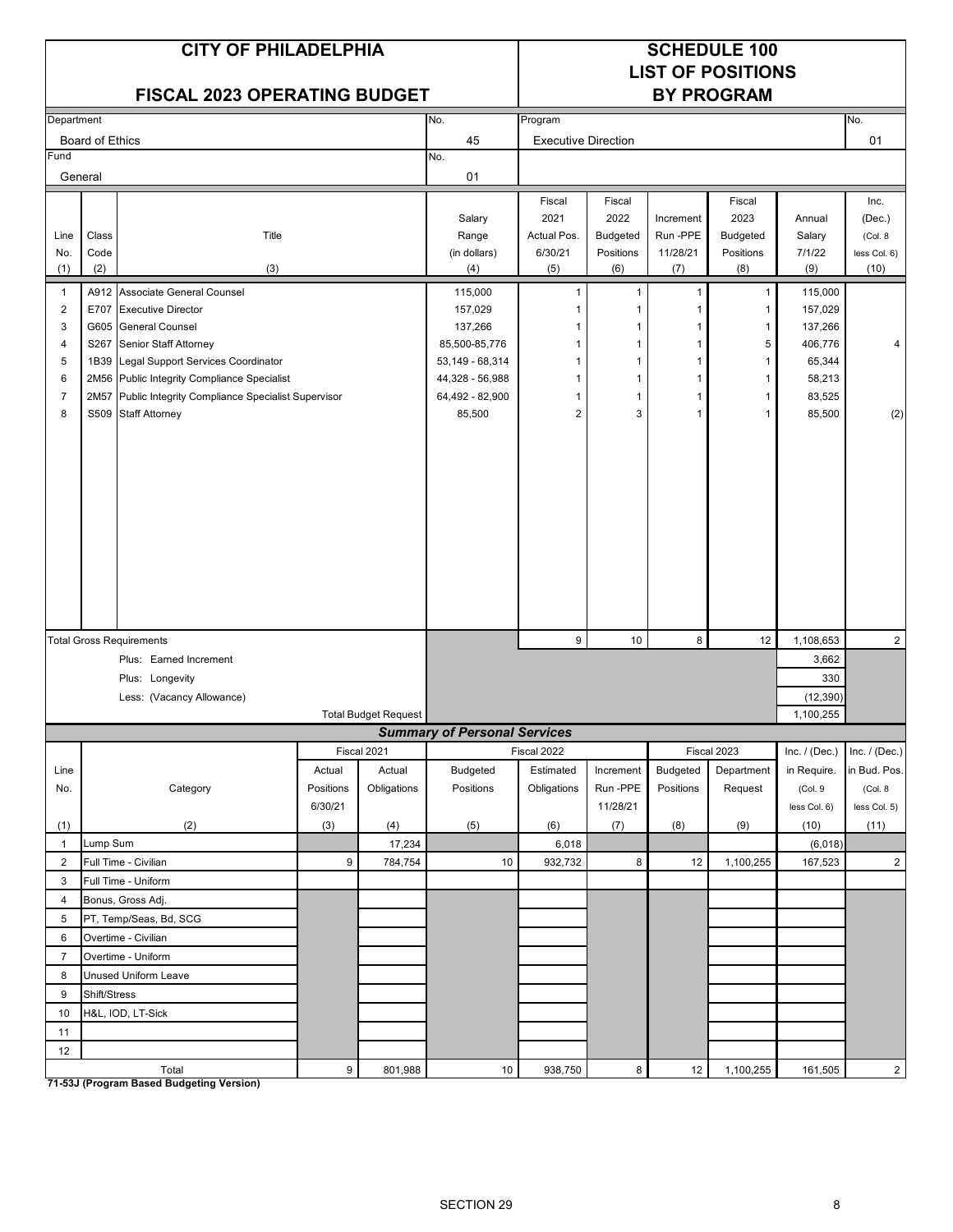# CITY OF PHILADELPHIA

## FISCAL 2023 OPERATING BUDGET

# SCHEDULE 100
# LIST OF POSITIONS
# BY PROGRAM

| Department | No. | Program | No. |
|---|---|---|---|
| Board of Ethics | 45 | Executive Direction | 01 |
| Fund | No. | | |
| General | 01 | | |

| Line No. (1) | Class Code (2) | Title (3) | Salary Range (in dollars) (4) | Fiscal 2021 Actual Pos. 6/30/21 (5) | Fiscal 2022 Budgeted Positions (6) | Increment Run -PPE 11/28/21 (7) | Fiscal 2023 Budgeted Positions (8) | Annual Salary 7/1/22 (9) | Inc. (Dec.) (Col. 8 less Col. 6) (10) |
|---|---|---|---|---|---|---|---|---|---|
| 1 | A912 | Associate General Counsel | 115,000 | 1 | 1 | 1 | 1 | 115,000 | |
| 2 | E707 | Executive Director | 157,029 | 1 | 1 | 1 | 1 | 157,029 | |
| 3 | G605 | General Counsel | 137,266 | 1 | 1 | 1 | 1 | 137,266 | |
| 4 | S267 | Senior Staff Attorney | 85,500-85,776 | 1 | 1 | 1 | 5 | 406,776 | 4 |
| 5 | 1B39 | Legal Support Services Coordinator | 53,149 - 68,314 | 1 | 1 | 1 | 1 | 65,344 | |
| 6 | 2M56 | Public Integrity Compliance Specialist | 44,328 - 56,988 | 1 | 1 | 1 | 1 | 58,213 | |
| 7 | 2M57 | Public Integrity Compliance Specialist Supervisor | 64,492 - 82,900 | 1 | 1 | 1 | 1 | 83,525 | |
| 8 | S509 | Staff Attorney | 85,500 | 2 | 3 | 1 | 1 | 85,500 | (2) |
| | | Total Gross Requirements | | 9 | 10 | 8 | 12 | 1,108,653 | 2 |
| | | Plus: Earned Increment | | | | | | 3,662 | |
| | | Plus: Longevity | | | | | | 330 | |
| | | Less: (Vacancy Allowance) | | | | | | (12,390) | |
| | | Total Budget Request | | | | | | 1,100,255 | |

### *Summary of Personal Services*

| Line No. (1) | Category (2) | Fiscal 2021 Actual Positions 6/30/21 (3) | Fiscal 2021 Actual Obligations (4) | Fiscal 2022 Budgeted Positions (5) | Fiscal 2022 Estimated Obligations (6) | Increment Run -PPE 11/28/21 (7) | Fiscal 2023 Budgeted Positions (8) | Fiscal 2023 Department Request (9) | Inc. / (Dec.) in Require. (Col. 9 less Col. 6) (10) | Inc. / (Dec.) in Bud. Pos. (Col. 8 less Col. 5) (11) |
|---|---|---|---|---|---|---|---|---|---|---|
| 1 | Lump Sum | | 17,234 | | 6,018 | | | | (6,018) | |
| 2 | Full Time - Civilian | 9 | 784,754 | 10 | 932,732 | 8 | 12 | 1,100,255 | 167,523 | 2 |
| 3 | Full Time - Uniform | | | | | | | | | |
| 4 | Bonus, Gross Adj. | | | | | | | | | |
| 5 | PT, Temp/Seas, Bd, SCG | | | | | | | | | |
| 6 | Overtime - Civilian | | | | | | | | | |
| 7 | Overtime - Uniform | | | | | | | | | |
| 8 | Unused Uniform Leave | | | | | | | | | |
| 9 | Shift/Stress | | | | | | | | | |
| 10 | H&L, IOD, LT-Sick | | | | | | | | | |
| 11 | | | | | | | | | | |
| 12 | | | | | | | | | | |
| | Total | 9 | 801,988 | 10 | 938,750 | 8 | 12 | 1,100,255 | 161,505 | 2 |

**71-53J (Program Based Budgeting Version)**

SECTION 29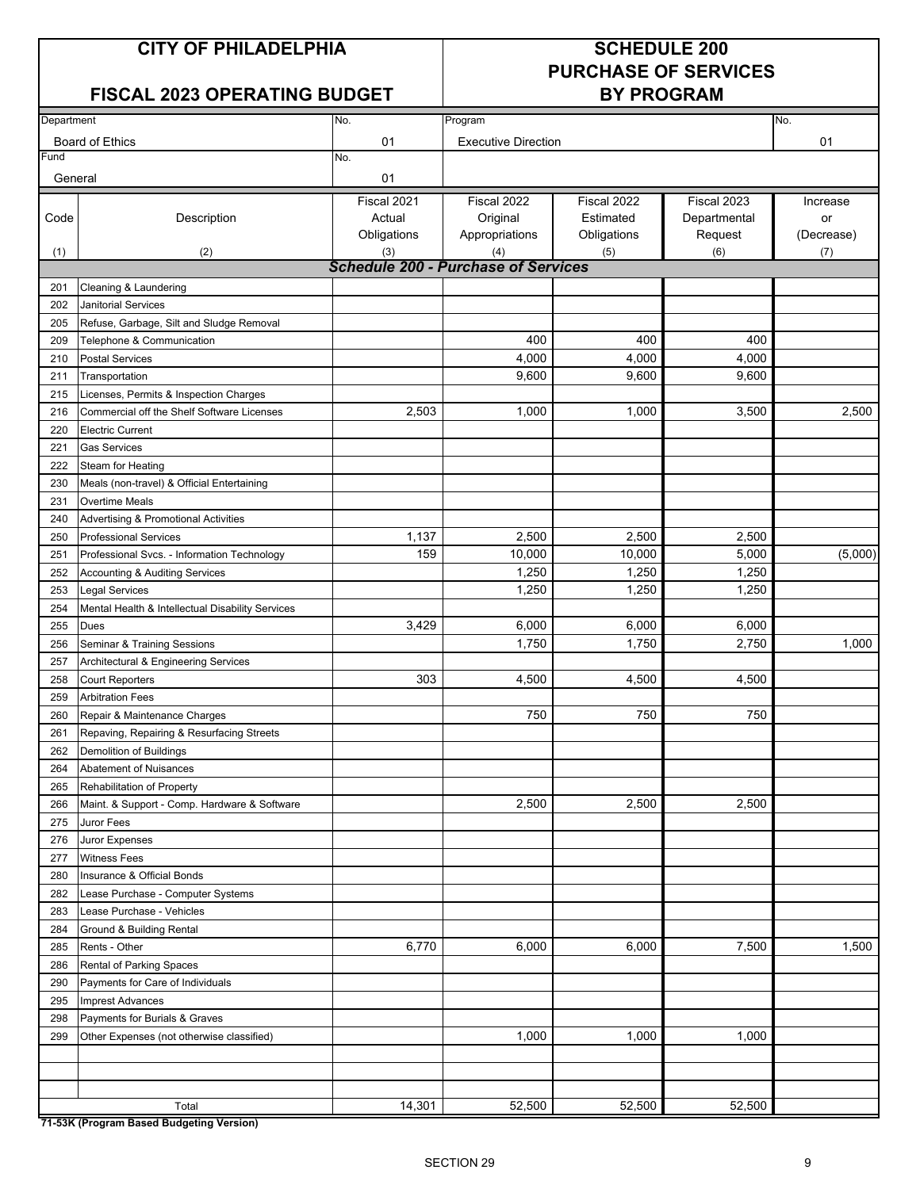# CITY OF PHILADELPHIA

## FISCAL 2023 OPERATING BUDGET

# SCHEDULE 200
# PURCHASE OF SERVICES
# BY PROGRAM

| Department | No. | Program | No. |
|---|---|---|---|
| Board of Ethics | 01 | Executive Direction | 01 |
| **Fund** | **No.** | | |
| General | 01 | | |

| Code<br>(1) | Description<br>(2) | Fiscal 2021 Actual Obligations<br>(3) | Fiscal 2022 Original Appropriations<br>(4) | Fiscal 2022 Estimated Obligations<br>(5) | Fiscal 2023 Departmental Request<br>(6) | Increase or (Decrease)<br>(7) |
|---|---|---|---|---|---|---|
| | ***Schedule 200 - Purchase of Services*** | | | | | |
| 201 | Cleaning & Laundering | | | | | |
| 202 | Janitorial Services | | | | | |
| 205 | Refuse, Garbage, Silt and Sludge Removal | | | | | |
| 209 | Telephone & Communication | | 400 | 400 | 400 | |
| 210 | Postal Services | | 4,000 | 4,000 | 4,000 | |
| 211 | Transportation | | 9,600 | 9,600 | 9,600 | |
| 215 | Licenses, Permits & Inspection Charges | | | | | |
| 216 | Commercial off the Shelf Software Licenses | 2,503 | 1,000 | 1,000 | 3,500 | 2,500 |
| 220 | Electric Current | | | | | |
| 221 | Gas Services | | | | | |
| 222 | Steam for Heating | | | | | |
| 230 | Meals (non-travel) & Official Entertaining | | | | | |
| 231 | Overtime Meals | | | | | |
| 240 | Advertising & Promotional Activities | | | | | |
| 250 | Professional Services | 1,137 | 2,500 | 2,500 | 2,500 | |
| 251 | Professional Svcs. - Information Technology | 159 | 10,000 | 10,000 | 5,000 | (5,000) |
| 252 | Accounting & Auditing Services | | 1,250 | 1,250 | 1,250 | |
| 253 | Legal Services | | 1,250 | 1,250 | 1,250 | |
| 254 | Mental Health & Intellectual Disability Services | | | | | |
| 255 | Dues | 3,429 | 6,000 | 6,000 | 6,000 | |
| 256 | Seminar & Training Sessions | | 1,750 | 1,750 | 2,750 | 1,000 |
| 257 | Architectural & Engineering Services | | | | | |
| 258 | Court Reporters | 303 | 4,500 | 4,500 | 4,500 | |
| 259 | Arbitration Fees | | | | | |
| 260 | Repair & Maintenance Charges | | 750 | 750 | 750 | |
| 261 | Repaving, Repairing & Resurfacing Streets | | | | | |
| 262 | Demolition of Buildings | | | | | |
| 264 | Abatement of Nuisances | | | | | |
| 265 | Rehabilitation of Property | | | | | |
| 266 | Maint. & Support - Comp. Hardware & Software | | 2,500 | 2,500 | 2,500 | |
| 275 | Juror Fees | | | | | |
| 276 | Juror Expenses | | | | | |
| 277 | Witness Fees | | | | | |
| 280 | Insurance & Official Bonds | | | | | |
| 282 | Lease Purchase - Computer Systems | | | | | |
| 283 | Lease Purchase - Vehicles | | | | | |
| 284 | Ground & Building Rental | | | | | |
| 285 | Rents - Other | 6,770 | 6,000 | 6,000 | 7,500 | 1,500 |
| 286 | Rental of Parking Spaces | | | | | |
| 290 | Payments for Care of Individuals | | | | | |
| 295 | Imprest Advances | | | | | |
| 298 | Payments for Burials & Graves | | | | | |
| 299 | Other Expenses (not otherwise classified) | | 1,000 | 1,000 | 1,000 | |
| | | | | | | |
| | | | | | | |
| | | | | | | |
| | Total | 14,301 | 52,500 | 52,500 | 52,500 | |

**71-53K (Program Based Budgeting Version)**

SECTION 29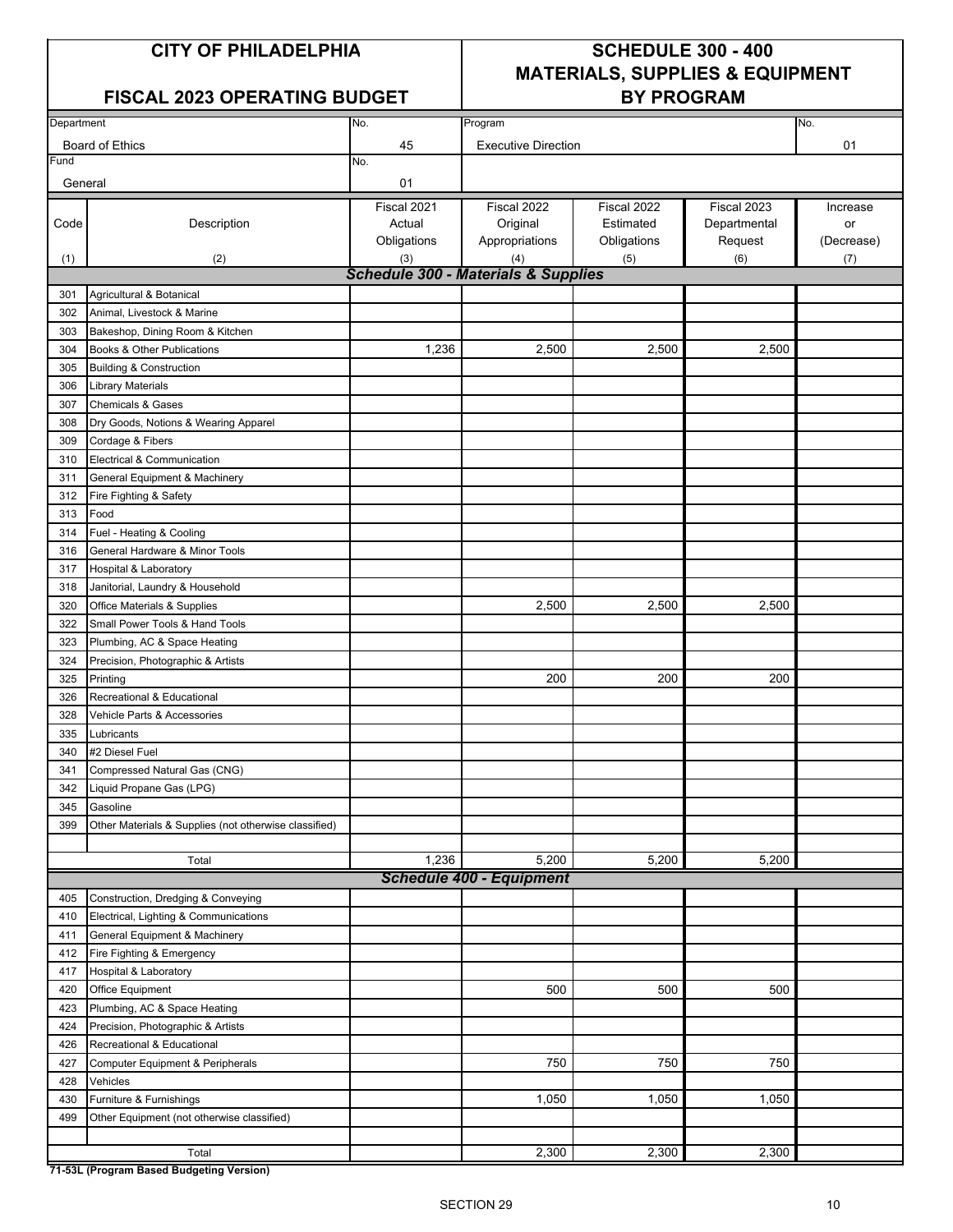# CITY OF PHILADELPHIA

## FISCAL 2023 OPERATING BUDGET

## SCHEDULE 300 - 400 MATERIALS, SUPPLIES & EQUIPMENT BY PROGRAM

| Department | No. | Program | No. |
|---|---|---|---|
| Board of Ethics | 45 | Executive Direction | 01 |
| **Fund** | **No.** | | |
| General | 01 | | |

| Code | Description | Fiscal 2021 Actual Obligations | Fiscal 2022 Original Appropriations | Fiscal 2022 Estimated Obligations | Fiscal 2023 Departmental Request | Increase or (Decrease) |
|---|---|---|---|---|---|---|
| (1) | (2) | (3) | (4) | (5) | (6) | (7) |
| | ***Schedule 300 - Materials & Supplies*** | | | | | |
| 301 | Agricultural & Botanical | | | | | |
| 302 | Animal, Livestock & Marine | | | | | |
| 303 | Bakeshop, Dining Room & Kitchen | | | | | |
| 304 | Books & Other Publications | 1,236 | 2,500 | 2,500 | 2,500 | |
| 305 | Building & Construction | | | | | |
| 306 | Library Materials | | | | | |
| 307 | Chemicals & Gases | | | | | |
| 308 | Dry Goods, Notions & Wearing Apparel | | | | | |
| 309 | Cordage & Fibers | | | | | |
| 310 | Electrical & Communication | | | | | |
| 311 | General Equipment & Machinery | | | | | |
| 312 | Fire Fighting & Safety | | | | | |
| 313 | Food | | | | | |
| 314 | Fuel - Heating & Cooling | | | | | |
| 316 | General Hardware & Minor Tools | | | | | |
| 317 | Hospital & Laboratory | | | | | |
| 318 | Janitorial, Laundry & Household | | | | | |
| 320 | Office Materials & Supplies | | 2,500 | 2,500 | 2,500 | |
| 322 | Small Power Tools & Hand Tools | | | | | |
| 323 | Plumbing, AC & Space Heating | | | | | |
| 324 | Precision, Photographic & Artists | | | | | |
| 325 | Printing | | 200 | 200 | 200 | |
| 326 | Recreational & Educational | | | | | |
| 328 | Vehicle Parts & Accessories | | | | | |
| 335 | Lubricants | | | | | |
| 340 | #2 Diesel Fuel | | | | | |
| 341 | Compressed Natural Gas (CNG) | | | | | |
| 342 | Liquid Propane Gas (LPG) | | | | | |
| 345 | Gasoline | | | | | |
| 399 | Other Materials & Supplies (not otherwise classified) | | | | | |
| | | | | | | |
| | Total | 1,236 | 5,200 | 5,200 | 5,200 | |
| | ***Schedule 400 - Equipment*** | | | | | |
| 405 | Construction, Dredging & Conveying | | | | | |
| 410 | Electrical, Lighting & Communications | | | | | |
| 411 | General Equipment & Machinery | | | | | |
| 412 | Fire Fighting & Emergency | | | | | |
| 417 | Hospital & Laboratory | | | | | |
| 420 | Office Equipment | | 500 | 500 | 500 | |
| 423 | Plumbing, AC & Space Heating | | | | | |
| 424 | Precision, Photographic & Artists | | | | | |
| 426 | Recreational & Educational | | | | | |
| 427 | Computer Equipment & Peripherals | | 750 | 750 | 750 | |
| 428 | Vehicles | | | | | |
| 430 | Furniture & Furnishings | | 1,050 | 1,050 | 1,050 | |
| 499 | Other Equipment (not otherwise classified) | | | | | |
| | | | | | | |
| | Total | | 2,300 | 2,300 | 2,300 | |

**71-53L (Program Based Budgeting Version)**

SECTION 29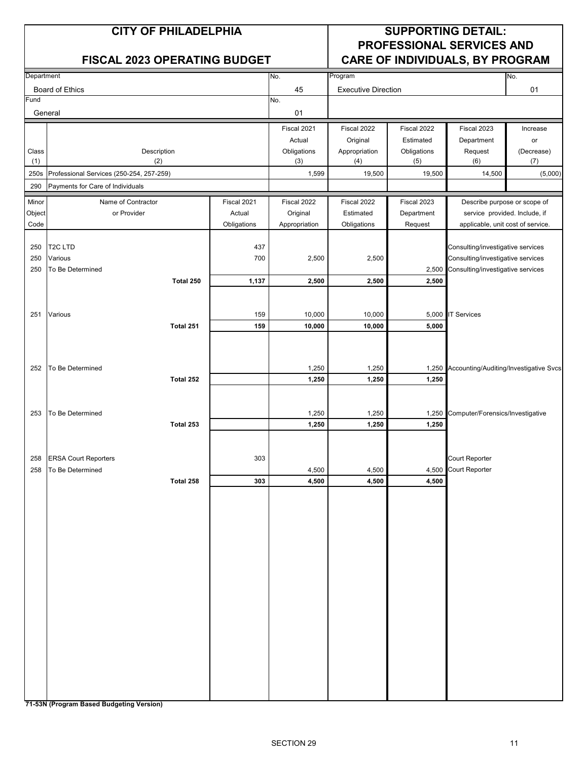# CITY OF PHILADELPHIA

## FISCAL 2023 OPERATING BUDGET

## SUPPORTING DETAIL: PROFESSIONAL SERVICES AND CARE OF INDIVIDUALS, BY PROGRAM

| Department | No. | Program | No. |
|---|---|---|---|
| Board of Ethics | 45 | Executive Direction | 01 |
| **Fund** | **No.** | | |
| General | 01 | | |

| Class (1) | Description (2) | Fiscal 2021 Actual Obligations (3) | Fiscal 2022 Original Appropriation (4) | Fiscal 2022 Estimated Obligations (5) | Fiscal 2023 Department Request (6) | Increase or (Decrease) (7) |
|---|---|---|---|---|---|---|
| 250s | Professional Services (250-254, 257-259) | 1,599 | 19,500 | 19,500 | 14,500 | (5,000) |
| 290 | Payments for Care of Individuals | | | | | |

| Minor Object Code | Name of Contractor or Provider | Fiscal 2021 Actual Obligations | Fiscal 2022 Original Appropriation | Fiscal 2022 Estimated Obligations | Fiscal 2023 Department Request | Describe purpose or scope of service provided. Include, if applicable, unit cost of service. |
|---|---|---|---|---|---|---|
| 250 | T2C LTD | 437 | | | | Consulting/investigative services |
| 250 | Various | 700 | 2,500 | 2,500 | | Consulting/investigative services |
| 250 | To Be Determined | | | | 2,500 | Consulting/investigative services |
| | **Total 250** | **1,137** | **2,500** | **2,500** | **2,500** | |
| 251 | Various | 159 | 10,000 | 10,000 | 5,000 | IT Services |
| | **Total 251** | **159** | **10,000** | **10,000** | **5,000** | |
| 252 | To Be Determined | | 1,250 | 1,250 | 1,250 | Accounting/Auditing/Investigative Svcs |
| | **Total 252** | | **1,250** | **1,250** | **1,250** | |
| 253 | To Be Determined | | 1,250 | 1,250 | 1,250 | Computer/Forensics/Investigative |
| | **Total 253** | | **1,250** | **1,250** | **1,250** | |
| 258 | ERSA Court Reporters | 303 | | | | Court Reporter |
| 258 | To Be Determined | | 4,500 | 4,500 | 4,500 | Court Reporter |
| | **Total 258** | **303** | **4,500** | **4,500** | **4,500** | |

**71-53N (Program Based Budgeting Version)**

SECTION 29